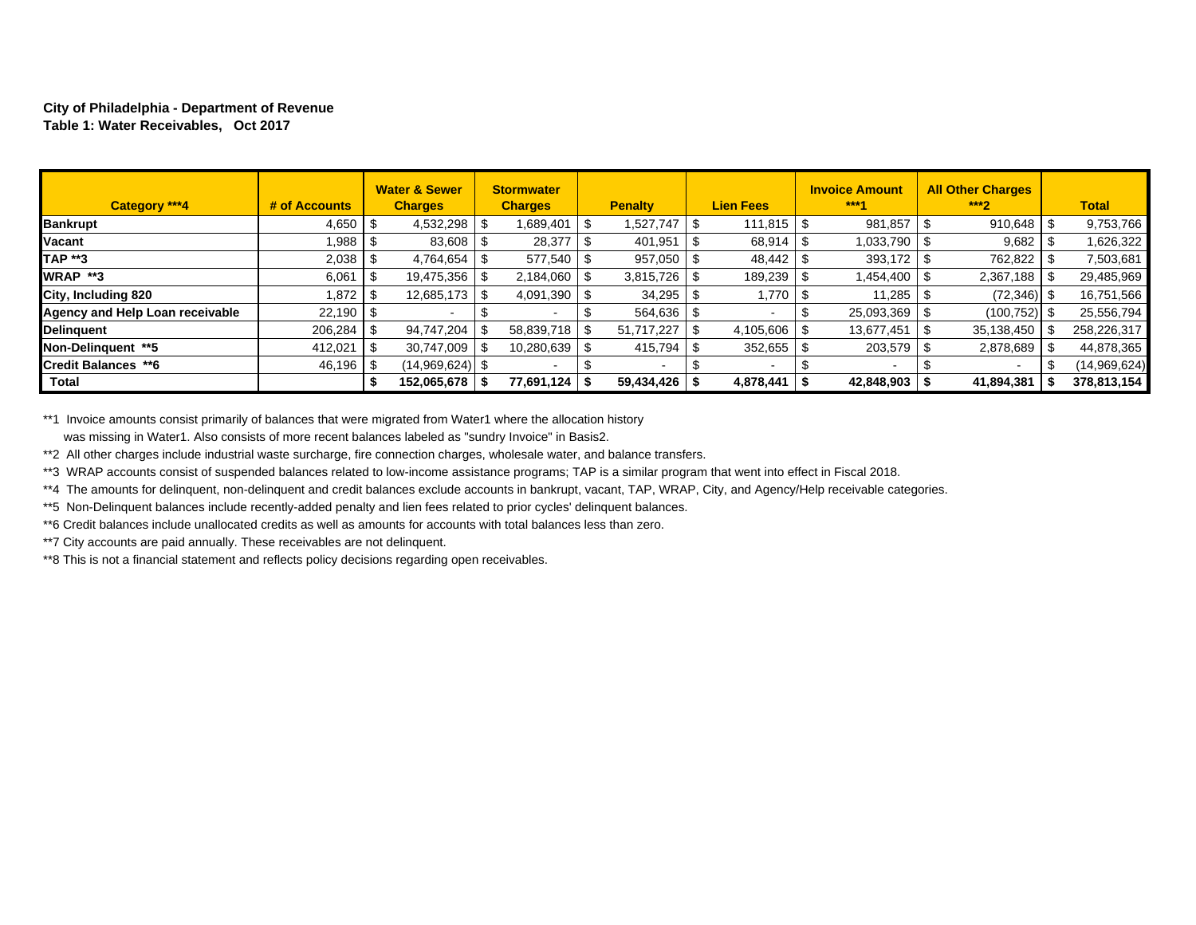**City of Philadelphia - Department of Revenue**
**Table 1: Water Receivables, Oct 2017**

| Category ***4 | # of Accounts | Water & Sewer Charges | Stormwater Charges | Penalty | Lien Fees | Invoice Amount ***1 | All Other Charges ***2 | Total |
|---|---|---|---|---|---|---|---|---|
| **Bankrupt** | 4,650 | $ 4,532,298 | $ 1,689,401 | $ 1,527,747 | $ 111,815 | $ 981,857 | $ 910,648 | $ 9,753,766 |
| **Vacant** | 1,988 | $ 83,608 | $ 28,377 | $ 401,951 | $ 68,914 | $ 1,033,790 | $ 9,682 | $ 1,626,322 |
| **TAP **3** | 2,038 | $ 4,764,654 | $ 577,540 | $ 957,050 | $ 48,442 | $ 393,172 | $ 762,822 | $ 7,503,681 |
| **WRAP **3** | 6,061 | $ 19,475,356 | $ 2,184,060 | $ 3,815,726 | $ 189,239 | $ 1,454,400 | $ 2,367,188 | $ 29,485,969 |
| **City, Including 820** | 1,872 | $ 12,685,173 | $ 4,091,390 | $ 34,295 | $ 1,770 | $ 11,285 | $ (72,346) | $ 16,751,566 |
| **Agency and Help Loan receivable** | 22,190 | $ - | $ - | $ 564,636 | $ - | $ 25,093,369 | $ (100,752) | $ 25,556,794 |
| **Delinquent** | 206,284 | $ 94,747,204 | $ 58,839,718 | $ 51,717,227 | $ 4,105,606 | $ 13,677,451 | $ 35,138,450 | $ 258,226,317 |
| **Non-Delinquent **5** | 412,021 | $ 30,747,009 | $ 10,280,639 | $ 415,794 | $ 352,655 | $ 203,579 | $ 2,878,689 | $ 44,878,365 |
| **Credit Balances **6** | 46,196 | $ (14,969,624) | $ - | $ - | $ - | $ - | $ - | $ (14,969,624) |
| **Total** | | **$ 152,065,678** | **$ 77,691,124** | **$ 59,434,426** | **$ 4,878,441** | **$ 42,848,903** | **$ 41,894,381** | **$ 378,813,154** |

**1 Invoice amounts consist primarily of balances that were migrated from Water1 where the allocation history was missing in Water1. Also consists of more recent balances labeled as "sundry Invoice" in Basis2.

**2 All other charges include industrial waste surcharge, fire connection charges, wholesale water, and balance transfers.

**3 WRAP accounts consist of suspended balances related to low-income assistance programs; TAP is a similar program that went into effect in Fiscal 2018.

**4 The amounts for delinquent, non-delinquent and credit balances exclude accounts in bankrupt, vacant, TAP, WRAP, City, and Agency/Help receivable categories.

**5 Non-Delinquent balances include recently-added penalty and lien fees related to prior cycles' delinquent balances.

**6 Credit balances include unallocated credits as well as amounts for accounts with total balances less than zero.

**7 City accounts are paid annually. These receivables are not delinquent.

**8 This is not a financial statement and reflects policy decisions regarding open receivables.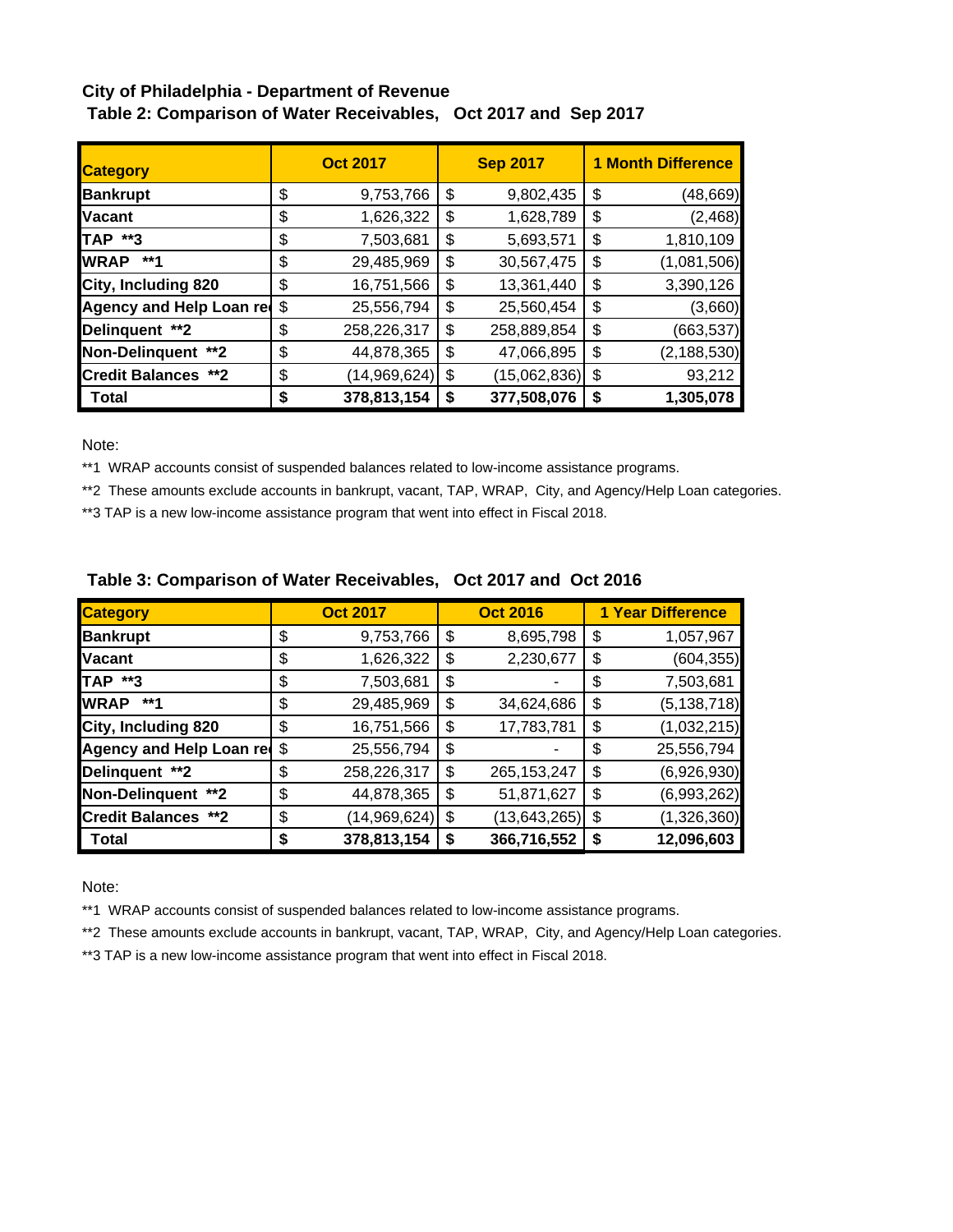**City of Philadelphia - Department of Revenue**

**Table 2: Comparison of Water Receivables, Oct 2017 and Sep 2017**

| Category | Oct 2017 | Sep 2017 | 1 Month Difference |
|---|---|---|---|
| Bankrupt | $ 9,753,766 | $ 9,802,435 | $ (48,669) |
| Vacant | $ 1,626,322 | $ 1,628,789 | $ (2,468) |
| TAP **3 | $ 7,503,681 | $ 5,693,571 | $ 1,810,109 |
| WRAP **1 | $ 29,485,969 | $ 30,567,475 | $ (1,081,506) |
| City, Including 820 | $ 16,751,566 | $ 13,361,440 | $ 3,390,126 |
| Agency and Help Loan re | $ 25,556,794 | $ 25,560,454 | $ (3,660) |
| Delinquent **2 | $ 258,226,317 | $ 258,889,854 | $ (663,537) |
| Non-Delinquent **2 | $ 44,878,365 | $ 47,066,895 | $ (2,188,530) |
| Credit Balances **2 | $ (14,969,624) | $ (15,062,836) | $ 93,212 |
| **Total** | **$ 378,813,154** | **$ 377,508,076** | **$ 1,305,078** |

Note:

**1 WRAP accounts consist of suspended balances related to low-income assistance programs.

**2 These amounts exclude accounts in bankrupt, vacant, TAP, WRAP, City, and Agency/Help Loan categories.

**3 TAP is a new low-income assistance program that went into effect in Fiscal 2018.

**Table 3: Comparison of Water Receivables, Oct 2017 and Oct 2016**

| Category | Oct 2017 | Oct 2016 | 1 Year Difference |
|---|---|---|---|
| Bankrupt | $ 9,753,766 | $ 8,695,798 | $ 1,057,967 |
| Vacant | $ 1,626,322 | $ 2,230,677 | $ (604,355) |
| TAP **3 | $ 7,503,681 | $ - | $ 7,503,681 |
| WRAP **1 | $ 29,485,969 | $ 34,624,686 | $ (5,138,718) |
| City, Including 820 | $ 16,751,566 | $ 17,783,781 | $ (1,032,215) |
| Agency and Help Loan re | $ 25,556,794 | $ - | $ 25,556,794 |
| Delinquent **2 | $ 258,226,317 | $ 265,153,247 | $ (6,926,930) |
| Non-Delinquent **2 | $ 44,878,365 | $ 51,871,627 | $ (6,993,262) |
| Credit Balances **2 | $ (14,969,624) | $ (13,643,265) | $ (1,326,360) |
| **Total** | **$ 378,813,154** | **$ 366,716,552** | **$ 12,096,603** |

Note:

**1 WRAP accounts consist of suspended balances related to low-income assistance programs.

**2 These amounts exclude accounts in bankrupt, vacant, TAP, WRAP, City, and Agency/Help Loan categories.

**3 TAP is a new low-income assistance program that went into effect in Fiscal 2018.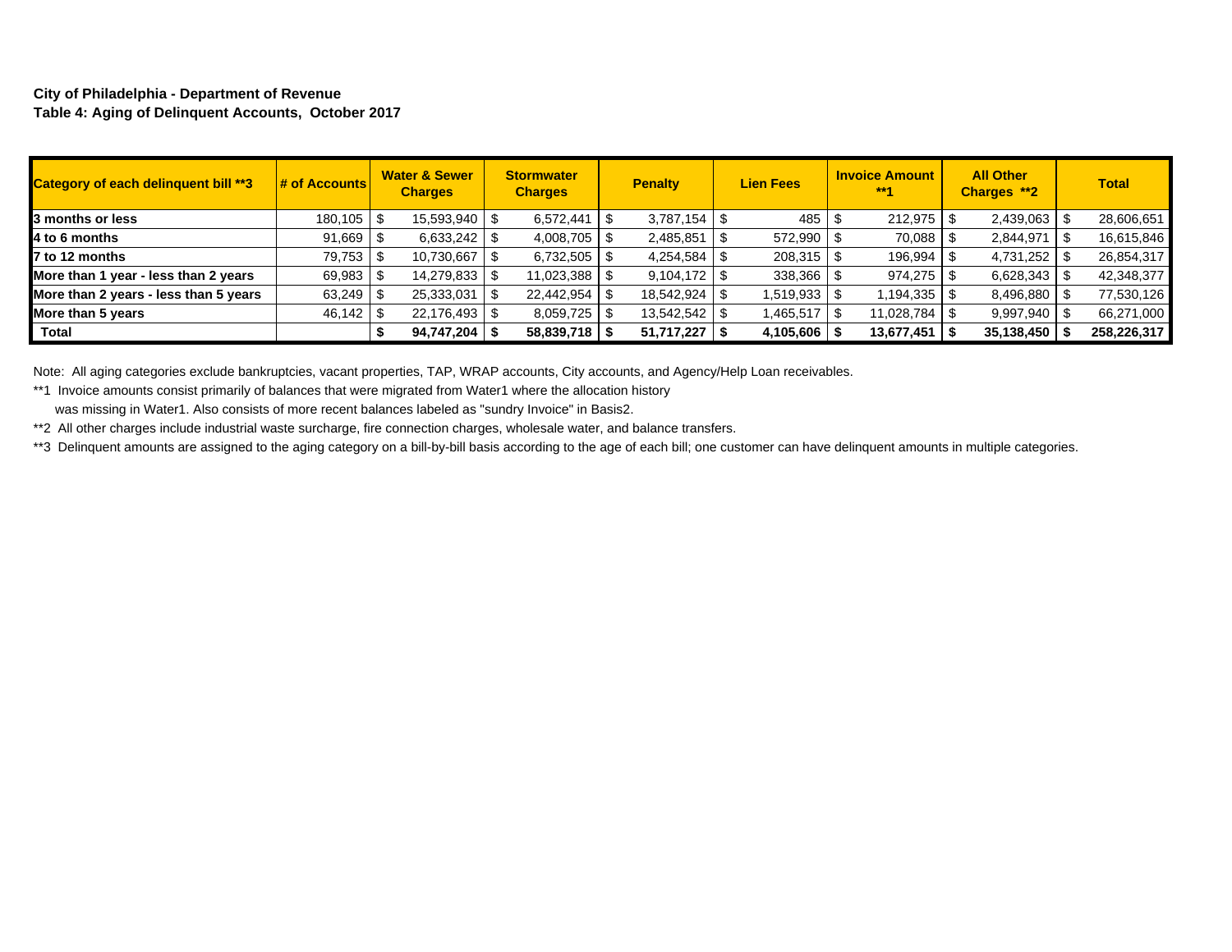**City of Philadelphia - Department of Revenue**
**Table 4: Aging of Delinquent Accounts, October 2017**

| Category of each delinquent bill **3 | # of Accounts | Water & Sewer Charges | Stormwater Charges | Penalty | Lien Fees | Invoice Amount **1 | All Other Charges **2 | Total |
|---|---|---|---|---|---|---|---|---|
| **3 months or less** | 180,105 | $ 15,593,940 | $ 6,572,441 | $ 3,787,154 | $ 485 | $ 212,975 | $ 2,439,063 | $ 28,606,651 |
| **4 to 6 months** | 91,669 | $ 6,633,242 | $ 4,008,705 | $ 2,485,851 | $ 572,990 | $ 70,088 | $ 2,844,971 | $ 16,615,846 |
| **7 to 12 months** | 79,753 | $ 10,730,667 | $ 6,732,505 | $ 4,254,584 | $ 208,315 | $ 196,994 | $ 4,731,252 | $ 26,854,317 |
| **More than 1 year - less than 2 years** | 69,983 | $ 14,279,833 | $ 11,023,388 | $ 9,104,172 | $ 338,366 | $ 974,275 | $ 6,628,343 | $ 42,348,377 |
| **More than 2 years - less than 5 years** | 63,249 | $ 25,333,031 | $ 22,442,954 | $ 18,542,924 | $ 1,519,933 | $ 1,194,335 | $ 8,496,880 | $ 77,530,126 |
| **More than 5 years** | 46,142 | $ 22,176,493 | $ 8,059,725 | $ 13,542,542 | $ 1,465,517 | $ 11,028,784 | $ 9,997,940 | $ 66,271,000 |
| **Total** | | **$ 94,747,204** | **$ 58,839,718** | **$ 51,717,227** | **$ 4,105,606** | **$ 13,677,451** | **$ 35,138,450** | **$ 258,226,317** |

Note: All aging categories exclude bankruptcies, vacant properties, TAP, WRAP accounts, City accounts, and Agency/Help Loan receivables.

**1 Invoice amounts consist primarily of balances that were migrated from Water1 where the allocation history was missing in Water1. Also consists of more recent balances labeled as "sundry Invoice" in Basis2.

**2 All other charges include industrial waste surcharge, fire connection charges, wholesale water, and balance transfers.

**3 Delinquent amounts are assigned to the aging category on a bill-by-bill basis according to the age of each bill; one customer can have delinquent amounts in multiple categories.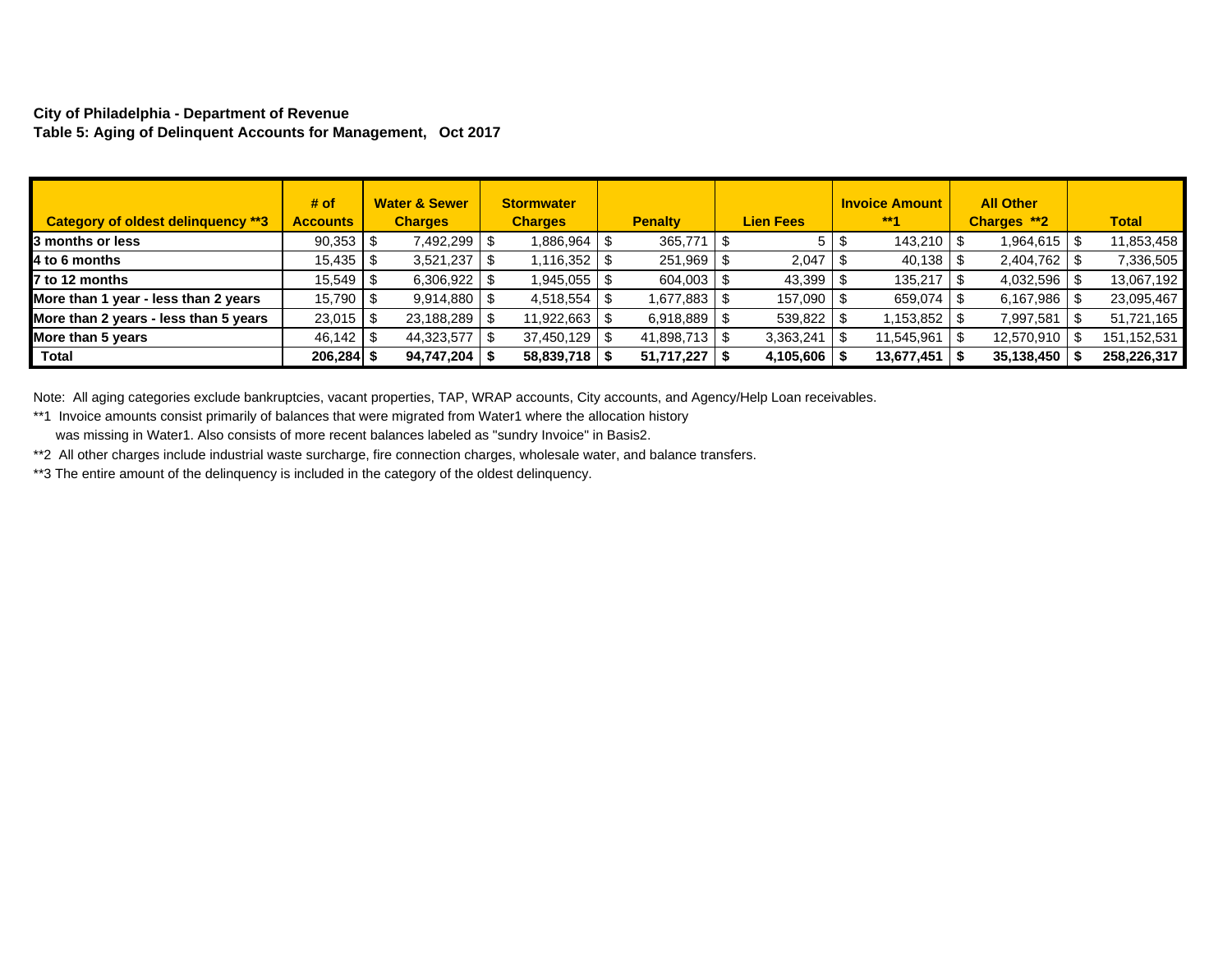**City of Philadelphia - Department of Revenue**

**Table 5: Aging of Delinquent Accounts for Management, Oct 2017**

| Category of oldest delinquency **3 | # of Accounts | Water & Sewer Charges | Stormwater Charges | Penalty | Lien Fees | Invoice Amount **1 | All Other Charges **2 | Total |
|---|---|---|---|---|---|---|---|---|
| **3 months or less** | 90,353 | $ 7,492,299 | $ 1,886,964 | $ 365,771 | $ 5 | $ 143,210 | $ 1,964,615 | $ 11,853,458 |
| **4 to 6 months** | 15,435 | $ 3,521,237 | $ 1,116,352 | $ 251,969 | $ 2,047 | $ 40,138 | $ 2,404,762 | $ 7,336,505 |
| **7 to 12 months** | 15,549 | $ 6,306,922 | $ 1,945,055 | $ 604,003 | $ 43,399 | $ 135,217 | $ 4,032,596 | $ 13,067,192 |
| **More than 1 year - less than 2 years** | 15,790 | $ 9,914,880 | $ 4,518,554 | $ 1,677,883 | $ 157,090 | $ 659,074 | $ 6,167,986 | $ 23,095,467 |
| **More than 2 years - less than 5 years** | 23,015 | $ 23,188,289 | $ 11,922,663 | $ 6,918,889 | $ 539,822 | $ 1,153,852 | $ 7,997,581 | $ 51,721,165 |
| **More than 5 years** | 46,142 | $ 44,323,577 | $ 37,450,129 | $ 41,898,713 | $ 3,363,241 | $ 11,545,961 | $ 12,570,910 | $ 151,152,531 |
| **Total** | **206,284** | **$ 94,747,204** | **$ 58,839,718** | **$ 51,717,227** | **$ 4,105,606** | **$ 13,677,451** | **$ 35,138,450** | **$ 258,226,317** |

Note: All aging categories exclude bankruptcies, vacant properties, TAP, WRAP accounts, City accounts, and Agency/Help Loan receivables.

**1 Invoice amounts consist primarily of balances that were migrated from Water1 where the allocation history was missing in Water1. Also consists of more recent balances labeled as "sundry Invoice" in Basis2.

**2 All other charges include industrial waste surcharge, fire connection charges, wholesale water, and balance transfers.

**3 The entire amount of the delinquency is included in the category of the oldest delinquency.